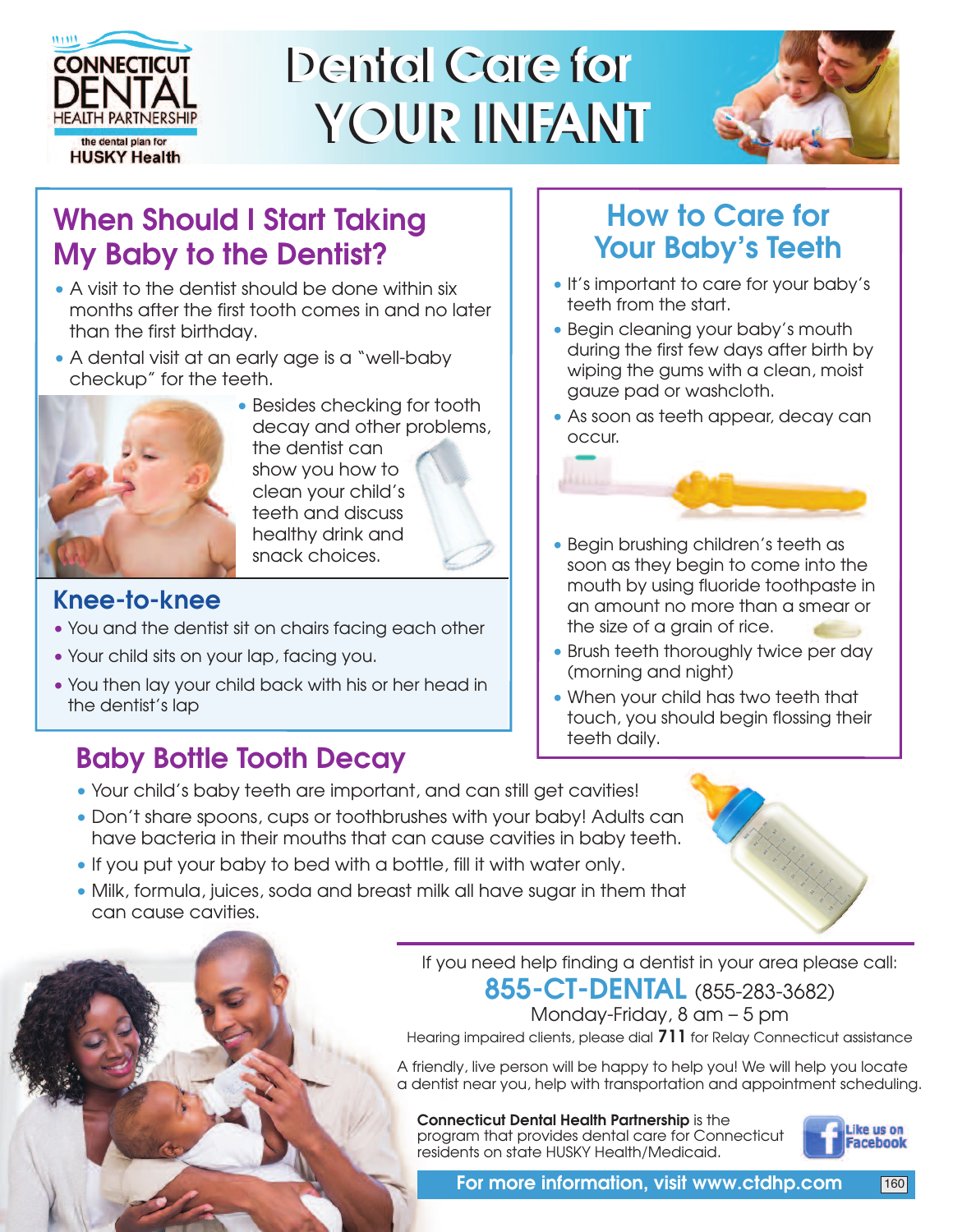CONNECTICUT DENTAL HEALTH PARTNERSHIP
the dental plan for HUSKY Health

# Dental Care for YOUR INFANT

## When Should I Start Taking My Baby to the Dentist?

- A visit to the dentist should be done within six months after the first tooth comes in and no later than the first birthday.
- A dental visit at an early age is a "well-baby checkup" for the teeth.
- Besides checking for tooth decay and other problems, the dentist can show you how to clean your child's teeth and discuss healthy drink and snack choices.

### Knee-to-knee

- You and the dentist sit on chairs facing each other
- Your child sits on your lap, facing you.
- You then lay your child back with his or her head in the dentist's lap

## How to Care for Your Baby's Teeth

- It's important to care for your baby's teeth from the start.
- Begin cleaning your baby's mouth during the first few days after birth by wiping the gums with a clean, moist gauze pad or washcloth.
- As soon as teeth appear, decay can occur.
- Begin brushing children's teeth as soon as they begin to come into the mouth by using fluoride toothpaste in an amount no more than a smear or the size of a grain of rice.
- Brush teeth thoroughly twice per day (morning and night)
- When your child has two teeth that touch, you should begin flossing their teeth daily.

## Baby Bottle Tooth Decay

- Your child's baby teeth are important, and can still get cavities!
- Don't share spoons, cups or toothbrushes with your baby! Adults can have bacteria in their mouths that can cause cavities in baby teeth.
- If you put your baby to bed with a bottle, fill it with water only.
- Milk, formula, juices, soda and breast milk all have sugar in them that can cause cavities.

If you need help finding a dentist in your area please call:

**855-CT-DENTAL** (855-283-3682)

Monday-Friday, 8 am – 5 pm

Hearing impaired clients, please dial **711** for Relay Connecticut assistance

A friendly, live person will be happy to help you! We will help you locate a dentist near you, help with transportation and appointment scheduling.

**Connecticut Dental Health Partnership** is the program that provides dental care for Connecticut residents on state HUSKY Health/Medicaid.

Like us on Facebook

**For more information, visit www.ctdhp.com**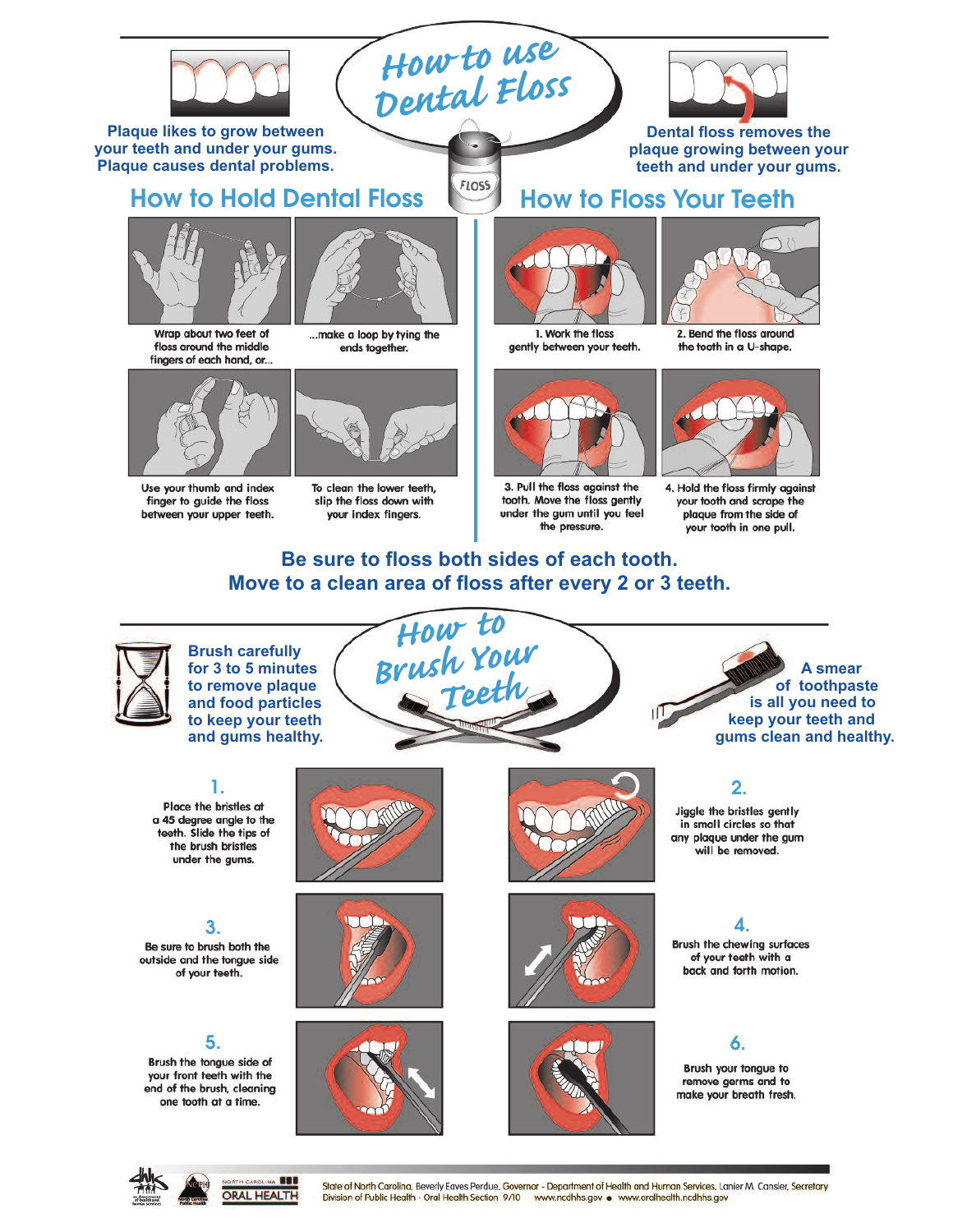# How to use Dental Floss

Plaque likes to grow between your teeth and under your gums. Plaque causes dental problems.

Dental floss removes the plaque growing between your teeth and under your gums.

FLOSS

## How to Hold Dental Floss

Wrap about two feet of floss around the middle fingers of each hand, or...

...make a loop by tying the ends together.

Use your thumb and index finger to guide the floss between your upper teeth.

To clean the lower teeth, slip the floss down with your index fingers.

## How to Floss Your Teeth

1. Work the floss gently between your teeth.
2. Bend the floss around the tooth in a U-shape.
3. Pull the floss against the tooth. Move the floss gently under the gum until you feel the pressure.
4. Hold the floss firmly against your tooth and scrape the plaque from the side of your tooth in one pull.

**Be sure to floss both sides of each tooth.**
**Move to a clean area of floss after every 2 or 3 teeth.**

# How to Brush Your Teeth

Brush carefully for 3 to 5 minutes to remove plaque and food particles to keep your teeth and gums healthy.

A smear of toothpaste is all you need to keep your teeth and gums clean and healthy.

1. Place the bristles at a 45 degree angle to the teeth. Slide the tips of the brush bristles under the gums.
2. Jiggle the bristles gently in small circles so that any plaque under the gum will be removed.
3. Be sure to brush both the outside and the tongue side of your teeth.
4. Brush the chewing surfaces of your teeth with a back and forth motion.
5. Brush the tongue side of your front teeth with the end of the brush, cleaning one tooth at a time.
6. Brush your tongue to remove germs and to make your breath fresh.

NORTH CAROLINA ORAL HEALTH

State of North Carolina, Beverly Eaves Perdue, Governor - Department of Health and Human Services, Lanier M. Cansler, Secretary
Division of Public Health - Oral Health Section 9/10 www.ncdhhs.gov • www.oralhealth.ncdhhs.gov